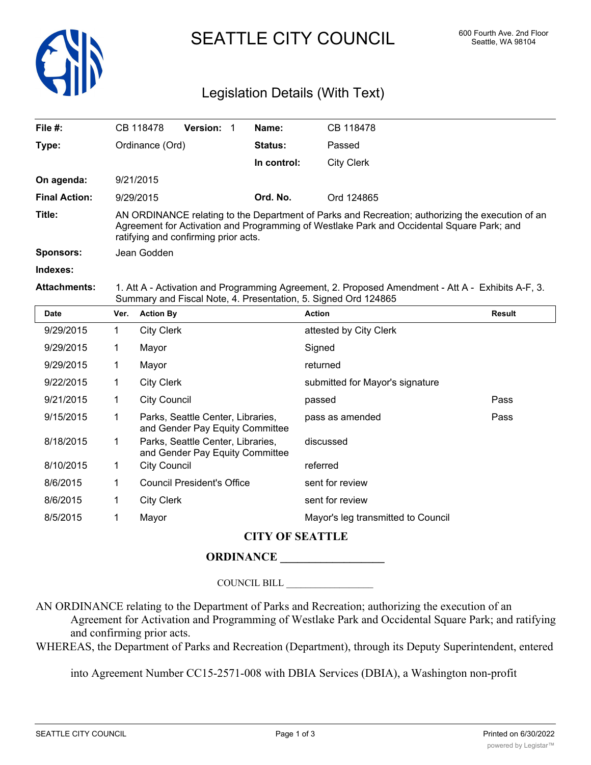# SEATTLE CITY COUNCIL

600 Fourth Ave. 2nd Floor
Seattle, WA 98104

## Legislation Details (With Text)

| | | | |
|---|---|---|---|
| **File #:** | CB 118478 **Version:** 1 | **Name:** | CB 118478 |
| **Type:** | Ordinance (Ord) | **Status:** | Passed |
| | | **In control:** | City Clerk |
| **On agenda:** | 9/21/2015 | | |
| **Final Action:** | 9/29/2015 | **Ord. No.** | Ord 124865 |

**Title:** AN ORDINANCE relating to the Department of Parks and Recreation; authorizing the execution of an Agreement for Activation and Programming of Westlake Park and Occidental Square Park; and ratifying and confirming prior acts.

**Sponsors:** Jean Godden

**Indexes:**

**Attachments:** 1. Att A - Activation and Programming Agreement, 2. Proposed Amendment - Att A - Exhibits A-F, 3. Summary and Fiscal Note, 4. Presentation, 5. Signed Ord 124865

| Date | Ver. | Action By | Action | Result |
|---|---|---|---|---|
| 9/29/2015 | 1 | City Clerk | attested by City Clerk | |
| 9/29/2015 | 1 | Mayor | Signed | |
| 9/29/2015 | 1 | Mayor | returned | |
| 9/22/2015 | 1 | City Clerk | submitted for Mayor's signature | |
| 9/21/2015 | 1 | City Council | passed | Pass |
| 9/15/2015 | 1 | Parks, Seattle Center, Libraries, and Gender Pay Equity Committee | pass as amended | Pass |
| 8/18/2015 | 1 | Parks, Seattle Center, Libraries, and Gender Pay Equity Committee | discussed | |
| 8/10/2015 | 1 | City Council | referred | |
| 8/6/2015 | 1 | Council President's Office | sent for review | |
| 8/6/2015 | 1 | City Clerk | sent for review | |
| 8/5/2015 | 1 | Mayor | Mayor's leg transmitted to Council | |

**CITY OF SEATTLE**

**ORDINANCE ________________**

COUNCIL BILL ________________

AN ORDINANCE relating to the Department of Parks and Recreation; authorizing the execution of an Agreement for Activation and Programming of Westlake Park and Occidental Square Park; and ratifying and confirming prior acts.

WHEREAS, the Department of Parks and Recreation (Department), through its Deputy Superintendent, entered into Agreement Number CC15-2571-008 with DBIA Services (DBIA), a Washington non-profit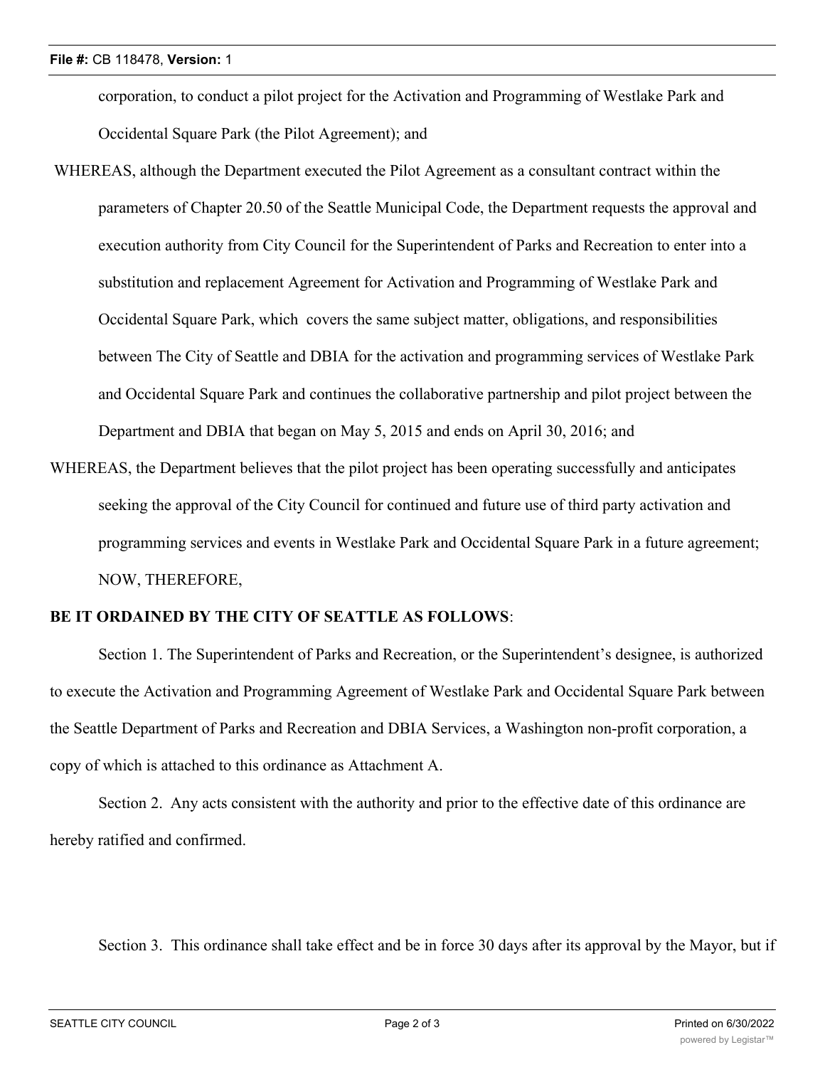corporation, to conduct a pilot project for the Activation and Programming of Westlake Park and Occidental Square Park (the Pilot Agreement); and

WHEREAS, although the Department executed the Pilot Agreement as a consultant contract within the parameters of Chapter 20.50 of the Seattle Municipal Code, the Department requests the approval and execution authority from City Council for the Superintendent of Parks and Recreation to enter into a substitution and replacement Agreement for Activation and Programming of Westlake Park and Occidental Square Park, which covers the same subject matter, obligations, and responsibilities between The City of Seattle and DBIA for the activation and programming services of Westlake Park and Occidental Square Park and continues the collaborative partnership and pilot project between the Department and DBIA that began on May 5, 2015 and ends on April 30, 2016; and

WHEREAS, the Department believes that the pilot project has been operating successfully and anticipates seeking the approval of the City Council for continued and future use of third party activation and programming services and events in Westlake Park and Occidental Square Park in a future agreement; NOW, THEREFORE,

**BE IT ORDAINED BY THE CITY OF SEATTLE AS FOLLOWS**:

Section 1. The Superintendent of Parks and Recreation, or the Superintendent's designee, is authorized to execute the Activation and Programming Agreement of Westlake Park and Occidental Square Park between the Seattle Department of Parks and Recreation and DBIA Services, a Washington non-profit corporation, a copy of which is attached to this ordinance as Attachment A.

Section 2. Any acts consistent with the authority and prior to the effective date of this ordinance are hereby ratified and confirmed.

Section 3. This ordinance shall take effect and be in force 30 days after its approval by the Mayor, but if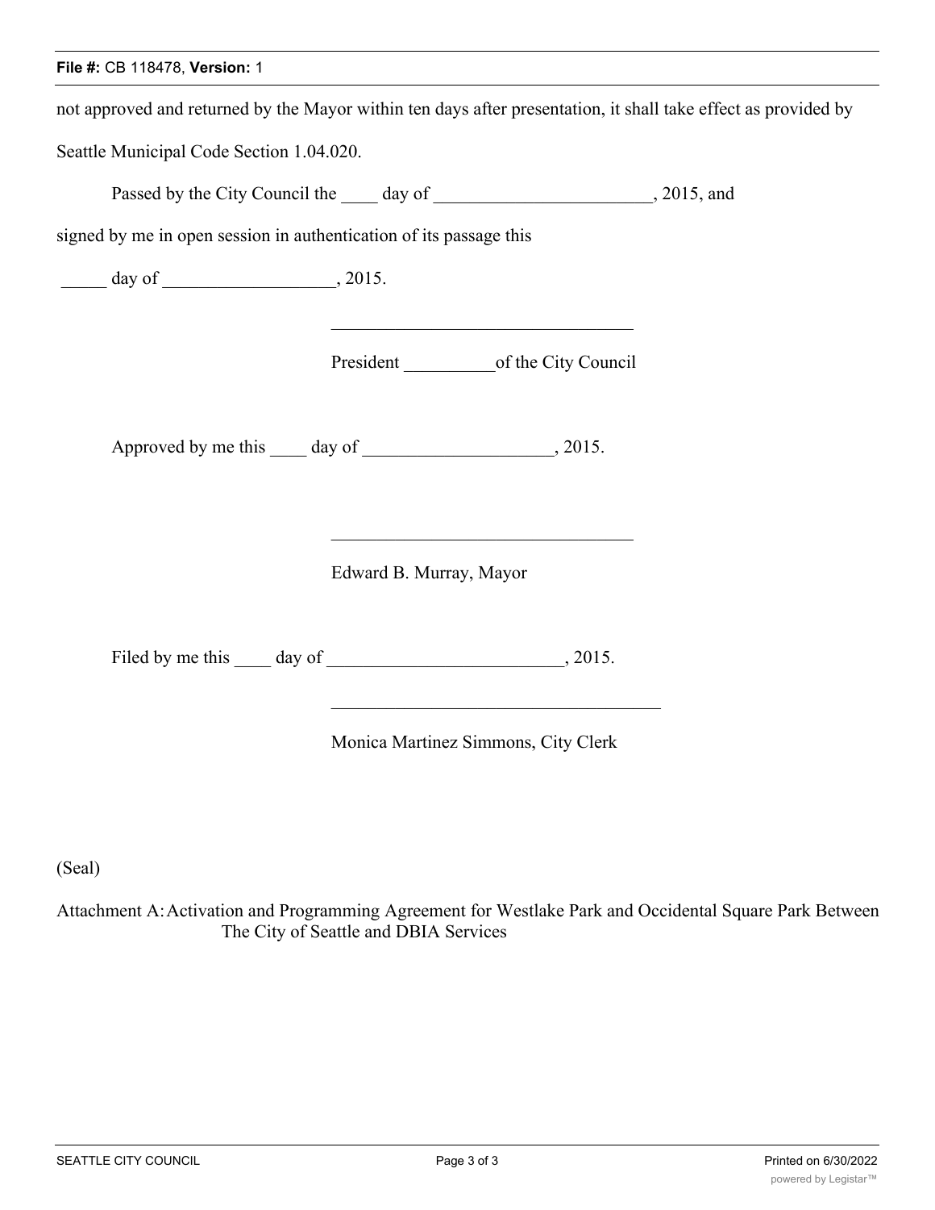not approved and returned by the Mayor within ten days after presentation, it shall take effect as provided by Seattle Municipal Code Section 1.04.020.

Passed by the City Council the ____ day of ________________________, 2015, and signed by me in open session in authentication of its passage this

_____ day of ___________________, 2015.

_________________________________

President __________of the City Council

Approved by me this ____ day of _____________________, 2015.

_________________________________

Edward B. Murray, Mayor

Filed by me this ____ day of __________________________, 2015.

____________________________________

Monica Martinez Simmons, City Clerk

(Seal)

Attachment A: Activation and Programming Agreement for Westlake Park and Occidental Square Park Between The City of Seattle and DBIA Services